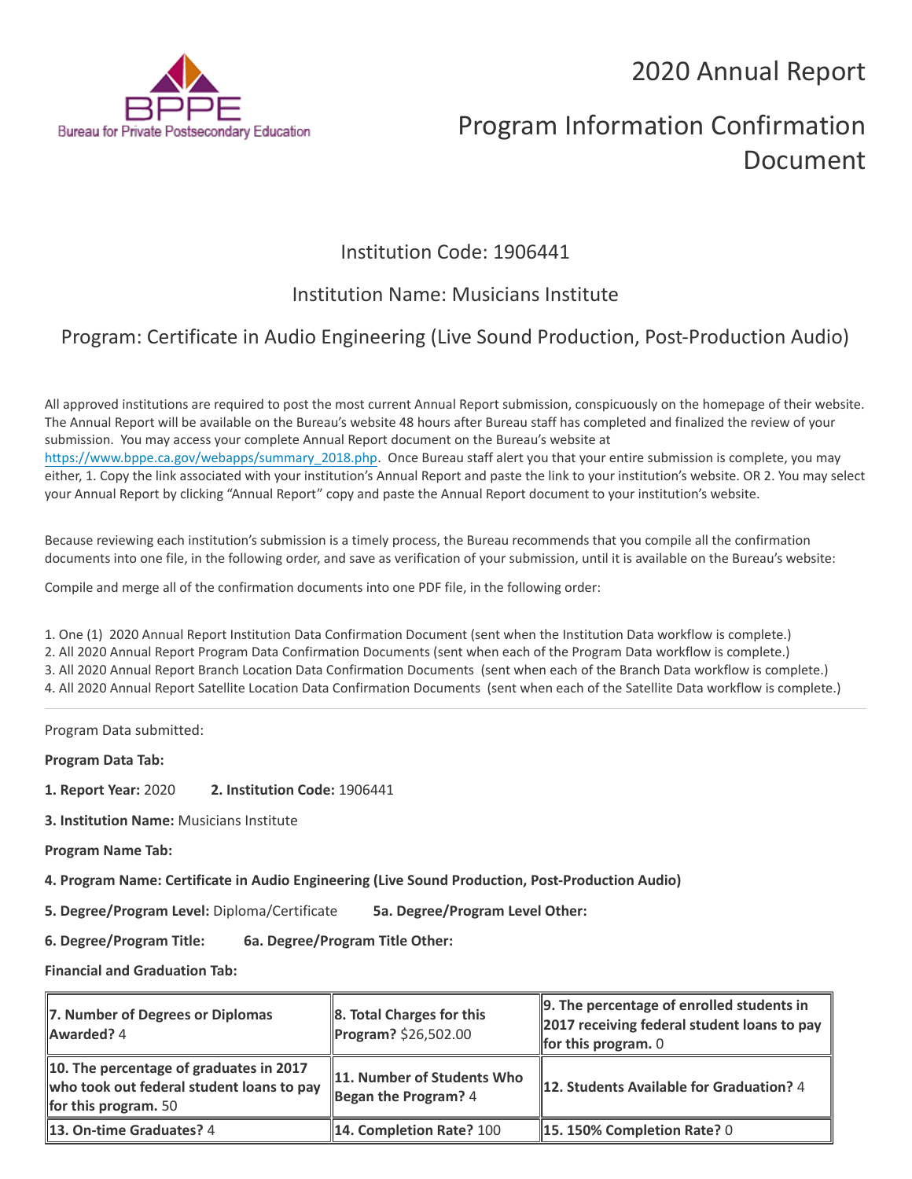BPPE
Bureau for Private Postsecondary Education

# 2020 Annual Report

# Program Information Confirmation Document

## Institution Code: 1906441

## Institution Name: Musicians Institute

## Program: Certificate in Audio Engineering (Live Sound Production, Post-Production Audio)

All approved institutions are required to post the most current Annual Report submission, conspicuously on the homepage of their website. The Annual Report will be available on the Bureau's website 48 hours after Bureau staff has completed and finalized the review of your submission. You may access your complete Annual Report document on the Bureau's website at https://www.bppe.ca.gov/webapps/summary_2018.php. Once Bureau staff alert you that your entire submission is complete, you may either, 1. Copy the link associated with your institution's Annual Report and paste the link to your institution's website. OR 2. You may select your Annual Report by clicking "Annual Report" copy and paste the Annual Report document to your institution's website.

Because reviewing each institution's submission is a timely process, the Bureau recommends that you compile all the confirmation documents into one file, in the following order, and save as verification of your submission, until it is available on the Bureau's website:

Compile and merge all of the confirmation documents into one PDF file, in the following order:

1. One (1) 2020 Annual Report Institution Data Confirmation Document (sent when the Institution Data workflow is complete.)
2. All 2020 Annual Report Program Data Confirmation Documents (sent when each of the Program Data workflow is complete.)
3. All 2020 Annual Report Branch Location Data Confirmation Documents (sent when each of the Branch Data workflow is complete.)
4. All 2020 Annual Report Satellite Location Data Confirmation Documents (sent when each of the Satellite Data workflow is complete.)

---

Program Data submitted:

**Program Data Tab:**

**1. Report Year:** 2020 **2. Institution Code:** 1906441

**3. Institution Name:** Musicians Institute

**Program Name Tab:**

**4. Program Name: Certificate in Audio Engineering (Live Sound Production, Post-Production Audio)**

**5. Degree/Program Level:** Diploma/Certificate **5a. Degree/Program Level Other:**

**6. Degree/Program Title:** **6a. Degree/Program Title Other:**

**Financial and Graduation Tab:**

| | | |
|---|---|---|
| **7. Number of Degrees or Diplomas Awarded?** 4 | **8. Total Charges for this Program?** $26,502.00 | **9. The percentage of enrolled students in 2017 receiving federal student loans to pay for this program.** 0 |
| **10. The percentage of graduates in 2017 who took out federal student loans to pay for this program.** 50 | **11. Number of Students Who Began the Program?** 4 | **12. Students Available for Graduation?** 4 |
| **13. On-time Graduates?** 4 | **14. Completion Rate?** 100 | **15. 150% Completion Rate?** 0 |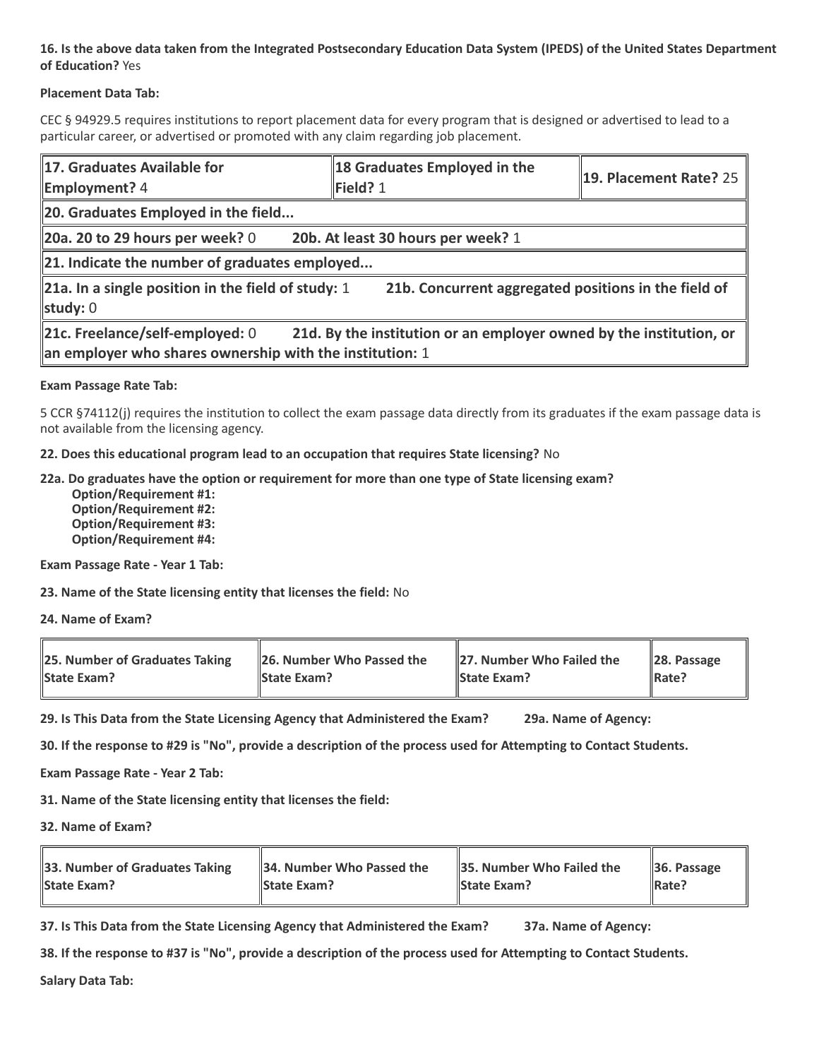**16. Is the above data taken from the Integrated Postsecondary Education Data System (IPEDS) of the United States Department of Education?** Yes

**Placement Data Tab:**

CEC § 94929.5 requires institutions to report placement data for every program that is designed or advertised to lead to a particular career, or advertised or promoted with any claim regarding job placement.

| **17. Graduates Available for Employment?** 4 | **18 Graduates Employed in the Field?** 1 | **19. Placement Rate?** 25 |
|---|---|---|
| **20. Graduates Employed in the field...** | | |
| **20a. 20 to 29 hours per week?** 0 **20b. At least 30 hours per week?** 1 | | |
| **21. Indicate the number of graduates employed...** | | |
| **21a. In a single position in the field of study:** 1 **21b. Concurrent aggregated positions in the field of study:** 0 | | |
| **21c. Freelance/self-employed:** 0 **21d. By the institution or an employer owned by the institution, or an employer who shares ownership with the institution:** 1 | | |

**Exam Passage Rate Tab:**

5 CCR §74112(j) requires the institution to collect the exam passage data directly from its graduates if the exam passage data is not available from the licensing agency.

**22. Does this educational program lead to an occupation that requires State licensing?** No

**22a. Do graduates have the option or requirement for more than one type of State licensing exam?**
- **Option/Requirement #1:**
- **Option/Requirement #2:**
- **Option/Requirement #3:**
- **Option/Requirement #4:**

**Exam Passage Rate - Year 1 Tab:**

**23. Name of the State licensing entity that licenses the field:** No

**24. Name of Exam?**

| **25. Number of Graduates Taking State Exam?** | **26. Number Who Passed the State Exam?** | **27. Number Who Failed the State Exam?** | **28. Passage Rate?** |
|---|---|---|---|

**29. Is This Data from the State Licensing Agency that Administered the Exam?** **29a. Name of Agency:**

**30. If the response to #29 is "No", provide a description of the process used for Attempting to Contact Students.**

**Exam Passage Rate - Year 2 Tab:**

**31. Name of the State licensing entity that licenses the field:**

**32. Name of Exam?**

| **33. Number of Graduates Taking State Exam?** | **34. Number Who Passed the State Exam?** | **35. Number Who Failed the State Exam?** | **36. Passage Rate?** |
|---|---|---|---|

**37. Is This Data from the State Licensing Agency that Administered the Exam?** **37a. Name of Agency:**

**38. If the response to #37 is "No", provide a description of the process used for Attempting to Contact Students.**

**Salary Data Tab:**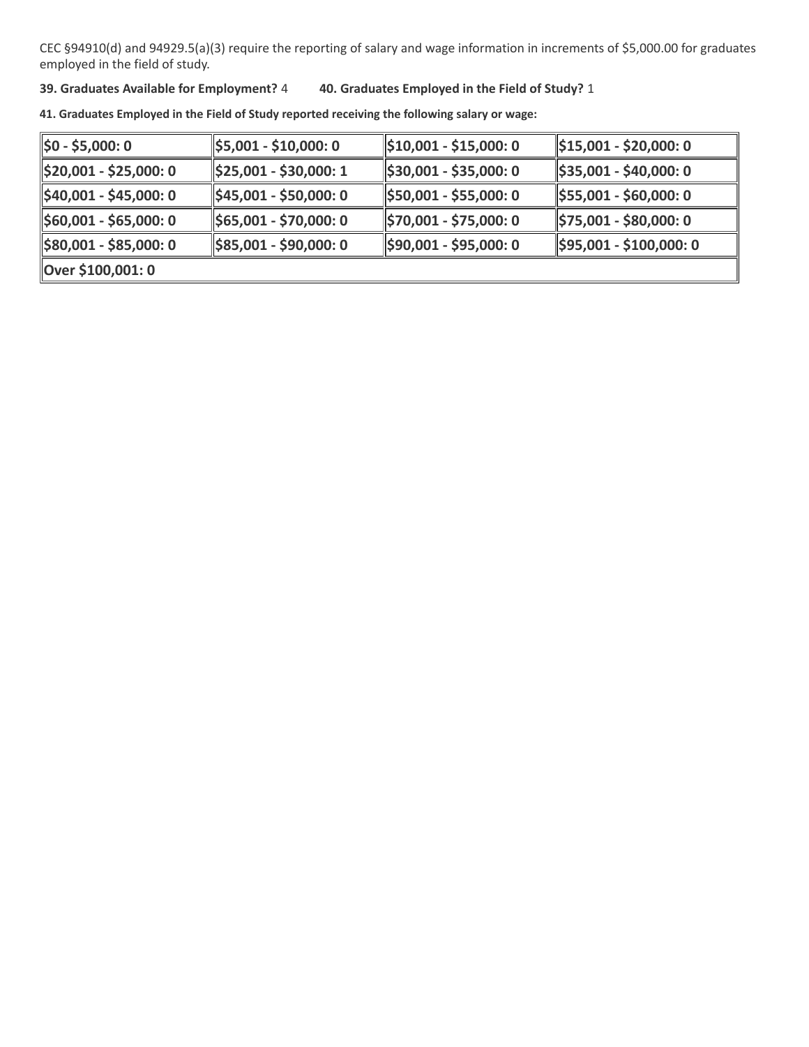CEC §94910(d) and 94929.5(a)(3) require the reporting of salary and wage information in increments of $5,000.00 for graduates employed in the field of study.

**39. Graduates Available for Employment?** 4 **40. Graduates Employed in the Field of Study?** 1

**41. Graduates Employed in the Field of Study reported receiving the following salary or wage:**

| | | | |
|---|---|---|---|
| **$0 - $5,000: 0** | **$5,001 - $10,000: 0** | **$10,001 - $15,000: 0** | **$15,001 - $20,000: 0** |
| **$20,001 - $25,000: 0** | **$25,001 - $30,000: 1** | **$30,001 - $35,000: 0** | **$35,001 - $40,000: 0** |
| **$40,001 - $45,000: 0** | **$45,001 - $50,000: 0** | **$50,001 - $55,000: 0** | **$55,001 - $60,000: 0** |
| **$60,001 - $65,000: 0** | **$65,001 - $70,000: 0** | **$70,001 - $75,000: 0** | **$75,001 - $80,000: 0** |
| **$80,001 - $85,000: 0** | **$85,001 - $90,000: 0** | **$90,001 - $95,000: 0** | **$95,001 - $100,000: 0** |
| **Over $100,001: 0** | | | |